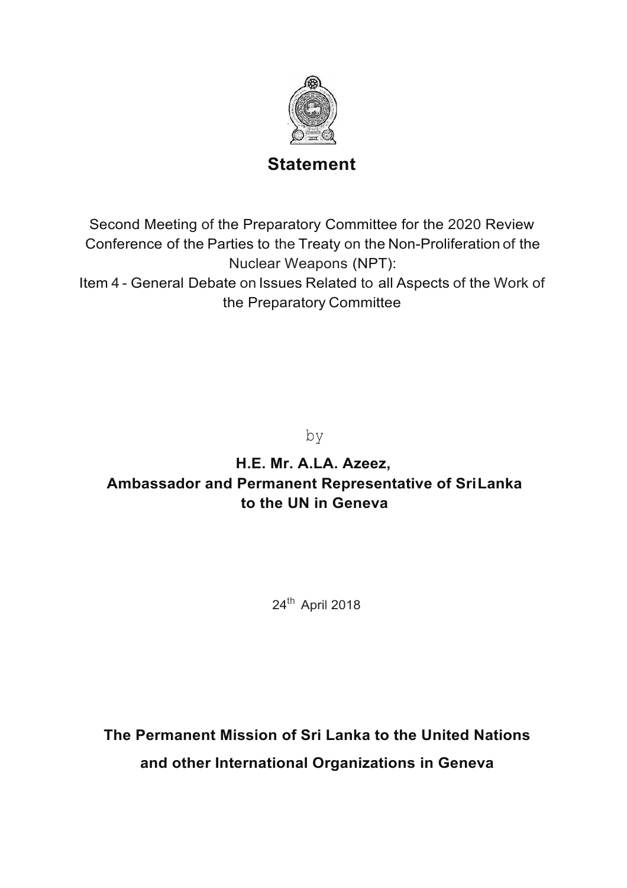# Statement

Second Meeting of the Preparatory Committee for the 2020 Review Conference of the Parties to the Treaty on the Non-Proliferation of the Nuclear Weapons (NPT):

Item 4 - General Debate on Issues Related to all Aspects of the Work of the Preparatory Committee

by

**H.E. Mr. A.LA. Azeez,**
**Ambassador and Permanent Representative of SriLanka to the UN in Geneva**

24th April 2018

**The Permanent Mission of Sri Lanka to the United Nations and other International Organizations in Geneva**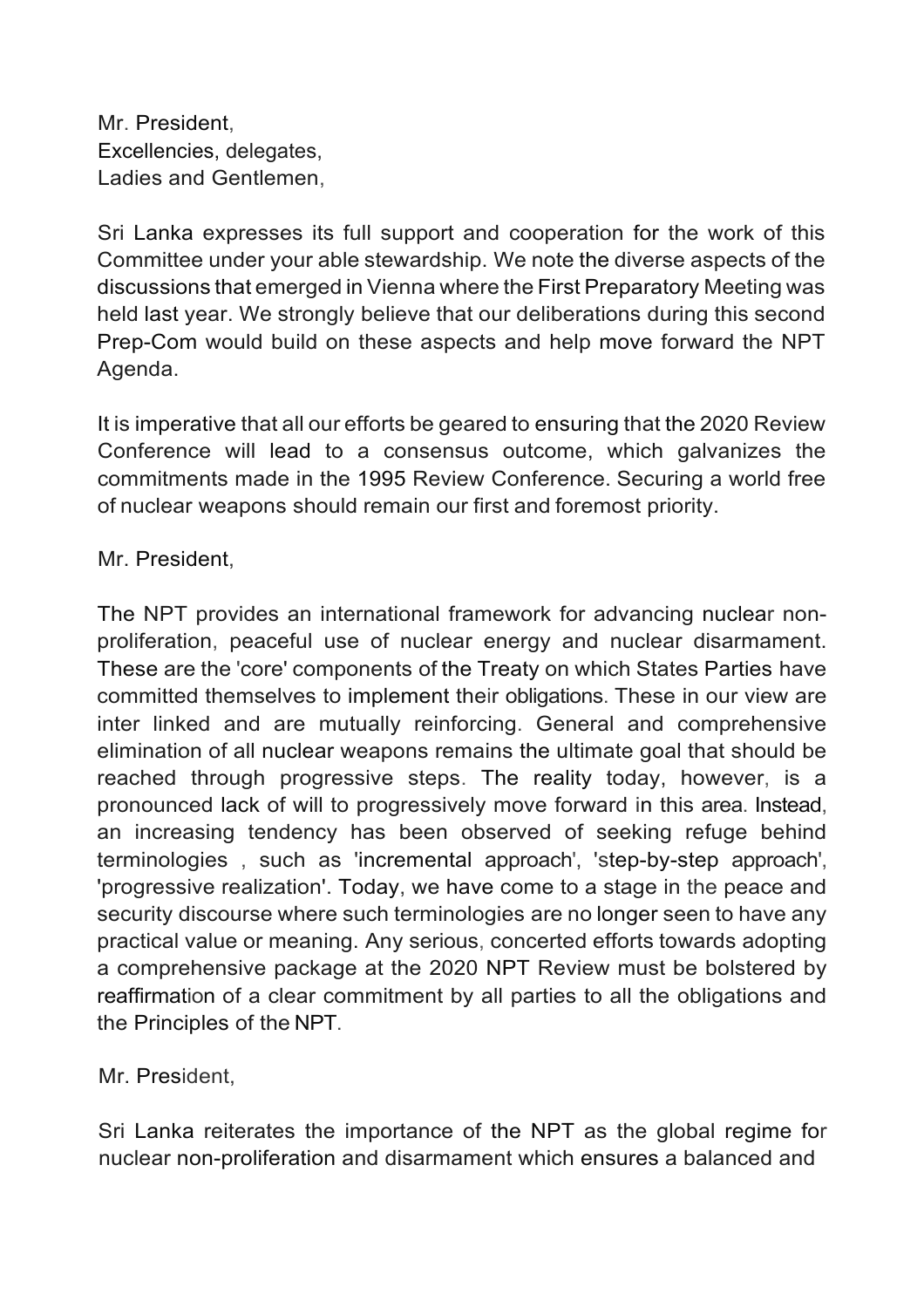Mr. President,
Excellencies, delegates,
Ladies and Gentlemen,

Sri Lanka expresses its full support and cooperation for the work of this Committee under your able stewardship. We note the diverse aspects of the discussions that emerged in Vienna where the First Preparatory Meeting was held last year. We strongly believe that our deliberations during this second Prep-Com would build on these aspects and help move forward the NPT Agenda.

It is imperative that all our efforts be geared to ensuring that the 2020 Review Conference will lead to a consensus outcome, which galvanizes the commitments made in the 1995 Review Conference. Securing a world free of nuclear weapons should remain our first and foremost priority.

Mr. President,

The NPT provides an international framework for advancing nuclear non-proliferation, peaceful use of nuclear energy and nuclear disarmament. These are the 'core' components of the Treaty on which States Parties have committed themselves to implement their obligations. These in our view are inter linked and are mutually reinforcing. General and comprehensive elimination of all nuclear weapons remains the ultimate goal that should be reached through progressive steps. The reality today, however, is a pronounced lack of will to progressively move forward in this area. Instead, an increasing tendency has been observed of seeking refuge behind terminologies , such as 'incremental approach', 'step-by-step approach', 'progressive realization'. Today, we have come to a stage in the peace and security discourse where such terminologies are no longer seen to have any practical value or meaning. Any serious, concerted efforts towards adopting a comprehensive package at the 2020 NPT Review must be bolstered by reaffirmation of a clear commitment by all parties to all the obligations and the Principles of the NPT.

Mr. President,

Sri Lanka reiterates the importance of the NPT as the global regime for nuclear non-proliferation and disarmament which ensures a balanced and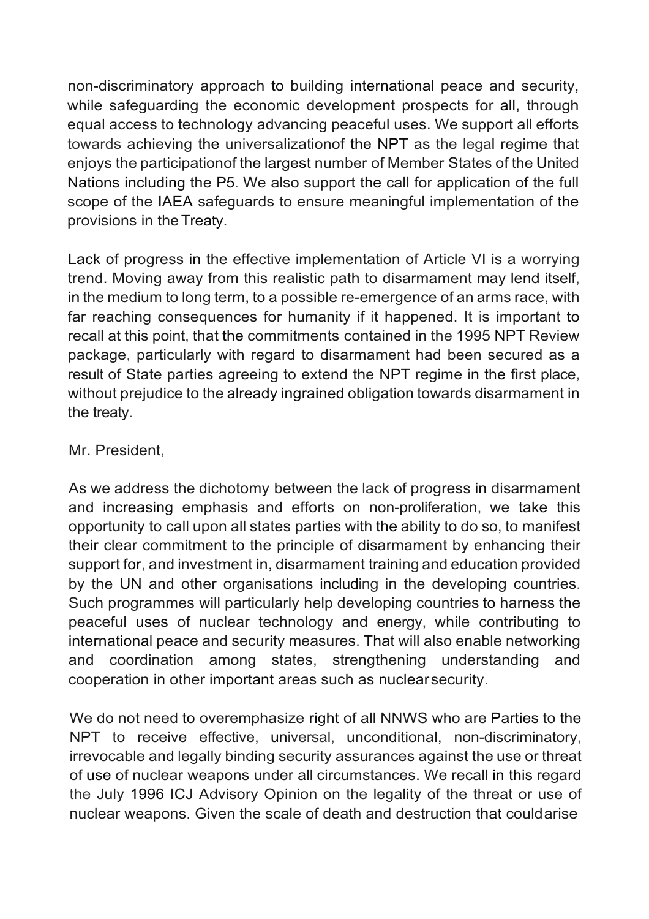non-discriminatory approach to building international peace and security, while safeguarding the economic development prospects for all, through equal access to technology advancing peaceful uses. We support all efforts towards achieving the universalizationof the NPT as the legal regime that enjoys the participationof the largest number of Member States of the United Nations including the P5. We also support the call for application of the full scope of the IAEA safeguards to ensure meaningful implementation of the provisions in the Treaty.

Lack of progress in the effective implementation of Article VI is a worrying trend. Moving away from this realistic path to disarmament may lend itself, in the medium to long term, to a possible re-emergence of an arms race, with far reaching consequences for humanity if it happened. It is important to recall at this point, that the commitments contained in the 1995 NPT Review package, particularly with regard to disarmament had been secured as a result of State parties agreeing to extend the NPT regime in the first place, without prejudice to the already ingrained obligation towards disarmament in the treaty.

Mr. President,

As we address the dichotomy between the lack of progress in disarmament and increasing emphasis and efforts on non-proliferation, we take this opportunity to call upon all states parties with the ability to do so, to manifest their clear commitment to the principle of disarmament by enhancing their support for, and investment in, disarmament training and education provided by the UN and other organisations including in the developing countries. Such programmes will particularly help developing countries to harness the peaceful uses of nuclear technology and energy, while contributing to international peace and security measures. That will also enable networking and coordination among states, strengthening understanding and cooperation in other important areas such as nuclear security.

We do not need to overemphasize right of all NNWS who are Parties to the NPT to receive effective, universal, unconditional, non-discriminatory, irrevocable and legally binding security assurances against the use or threat of use of nuclear weapons under all circumstances. We recall in this regard the July 1996 ICJ Advisory Opinion on the legality of the threat or use of nuclear weapons. Given the scale of death and destruction that could arise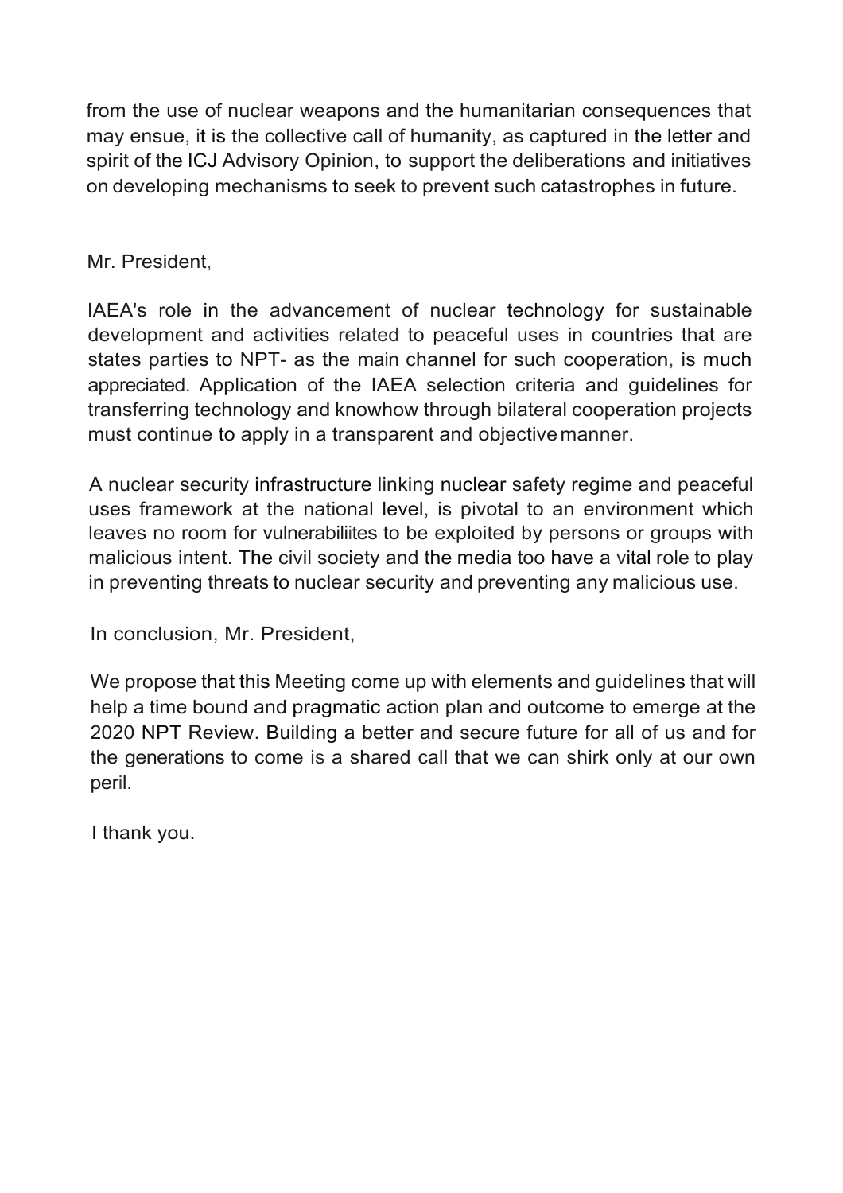from the use of nuclear weapons and the humanitarian consequences that may ensue, it is the collective call of humanity, as captured in the letter and spirit of the ICJ Advisory Opinion, to support the deliberations and initiatives on developing mechanisms to seek to prevent such catastrophes in future.

Mr. President,

IAEA's role in the advancement of nuclear technology for sustainable development and activities related to peaceful uses in countries that are states parties to NPT- as the main channel for such cooperation, is much appreciated. Application of the IAEA selection criteria and guidelines for transferring technology and knowhow through bilateral cooperation projects must continue to apply in a transparent and objective manner.

A nuclear security infrastructure linking nuclear safety regime and peaceful uses framework at the national level, is pivotal to an environment which leaves no room for vulnerabiliites to be exploited by persons or groups with malicious intent. The civil society and the media too have a vital role to play in preventing threats to nuclear security and preventing any malicious use.

In conclusion, Mr. President,

We propose that this Meeting come up with elements and guidelines that will help a time bound and pragmatic action plan and outcome to emerge at the 2020 NPT Review. Building a better and secure future for all of us and for the generations to come is a shared call that we can shirk only at our own peril.

I thank you.